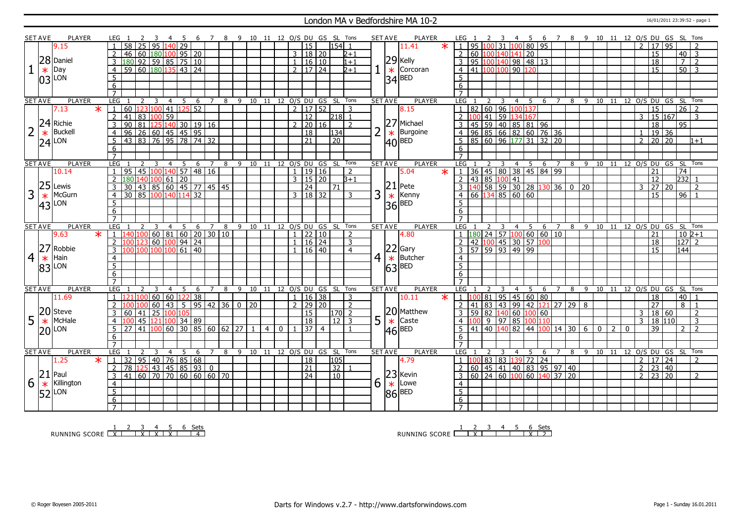# London MA v Bedfordshire MA 10-2

16/01/2011 23:39:52 - page 1

| SET | AVE | PLAYER | LEG | 1 | 2 | 3 | 4 | 5 | 6 | 7 | 8 | 9 | 10 | 11 | 12 | O/S | DU | GS | SL | Tons | SET | AVE | PLAYER | LEG | 1 | 2 | 3 | 4 | 5 | 6 | 7 | 8 | 9 | 10 | 11 | 12 | O/S | DU | GS | SL | Tons |
|---|---|---|---|---|---|---|---|---|---|---|---|---|---|---|---|---|---|---|---|---|---|---|---|---|---|---|---|---|---|---|---|---|---|---|---|---|---|---|---|---|---|
| 1 | 28.03 * | 9.15 Daniel Day LON | 1 | 58 | 25 | 95 | 140 | 29 | | | | | | | | | 15 | | 154 | 1 | 1 | 29.34 * | 11.41 * Kelly Corcoran BED | 1 | 95 | 100 | 31 | 100 | 80 | 95 | | | | | | | 2 | 17 | 95 | | 2 |
| | | | 2 | 46 | 60 | 180 | 100 | 95 | 20 | | | | | | | 3 | 18 | 20 | | 2+1 | | | | 2 | 60 | 100 | 140 | 141 | 20 | | | | | | | | | 15 | | 40 | 3 |
| | | | 3 | 180 | 92 | 59 | 85 | 75 | 10 | | | | | | | 1 | 16 | 10 | | 1+1 | | | | 3 | 95 | 100 | 140 | 98 | 48 | 13 | | | | | | | | 18 | | 7 | 2 |
| | | | 4 | 59 | 60 | 180 | 135 | 43 | 24 | | | | | | | 2 | 17 | 24 | | 2+1 | | | | 4 | 41 | 100 | 100 | 90 | 120 | | | | | | | | | 15 | | 50 | 3 |
| 2 | 24.24 * | 7.13 * Richie Buckell LON | 1 | 60 | 123 | 100 | 41 | 125 | 52 | | | | | | | 2 | 17 | 52 | | 3 | 2 | 27.40 * | 8.15 Michael Burgoine BED | 1 | 82 | 60 | 96 | 100 | 137 | | | | | | | | | 15 | | 26 | 2 |
| | | | 2 | 41 | 83 | 100 | 59 | | | | | | | | | | 12 | | 218 | 1 | | | | 2 | 100 | 41 | 59 | 134 | 167 | | | | | | | | 3 | 15 | 167 | | 3 |
| | | | 3 | 90 | 81 | 125 | 140 | 30 | 19 | 16 | | | | | | 2 | 20 | 16 | | 2 | | | | 3 | 45 | 59 | 40 | 85 | 81 | 96 | | | | | | | | 18 | | 95 | |
| | | | 4 | 96 | 26 | 60 | 45 | 45 | 95 | | | | | | | | 18 | | 134 | | | | | 4 | 96 | 85 | 66 | 82 | 60 | 76 | 36 | | | | | | 1 | 19 | 36 | | |
| | | | 5 | 43 | 83 | 76 | 95 | 78 | 74 | 32 | | | | | | | 21 | | 20 | | | | | 5 | 85 | 60 | 96 | 177 | 31 | 32 | 20 | | | | | | 2 | 20 | 20 | | 1+1 |
| 3 | 25.43 * | 10.14 Lewis McGurn LON | 1 | 95 | 45 | 100 | 140 | 57 | 48 | 16 | | | | | | 1 | 19 | 16 | | 2 | 3 | 21.36 * | 5.04 * Pete Kenny BED | 1 | 36 | 45 | 80 | 38 | 45 | 84 | 99 | | | | | | | 21 | | 74 | |
| | | | 2 | 180 | 140 | 100 | 61 | 20 | | | | | | | | 3 | 15 | 20 | | 3+1 | | | | 2 | 43 | 85 | 100 | 41 | | | | | | | | | | 12 | | 232 | 1 |
| | | | 3 | 30 | 43 | 85 | 60 | 45 | 77 | 45 | 45 | | | | | | 24 | | 71 | | | | | 3 | 140 | 58 | 59 | 30 | 28 | 130 | 36 | 0 | 20 | | | | 3 | 27 | 20 | | 2 |
| | | | 4 | 30 | 85 | 100 | 140 | 114 | 32 | | | | | | | 3 | 18 | 32 | | 3 | | | | 4 | 66 | 134 | 85 | 60 | 60 | | | | | | | | | 15 | | 96 | 1 |
| 4 | 27.83 * | 9.63 * Robbie Hain LON | 1 | 140 | 100 | 60 | 81 | 60 | 20 | 30 | 10 | | | | | 1 | 22 | 10 | | 2 | 4 | 22.63 * | 4.80 Gary Butcher BED | 1 | 180 | 24 | 57 | 100 | 60 | 60 | 10 | | | | | | | 21 | | 10 | 2+1 |
| | | | 2 | 100 | 123 | 60 | 100 | 94 | 24 | | | | | | | 1 | 16 | 24 | | 3 | | | | 2 | 42 | 100 | 45 | 30 | 57 | 100 | | | | | | | | 18 | | 127 | 2 |
| | | | 3 | 100 | 100 | 100 | 100 | 61 | 40 | | | | | | | 1 | 16 | 40 | | 4 | | | | 3 | 57 | 59 | 93 | 49 | 99 | | | | | | | | | 15 | | 144 | |
| 5 | 20.20 * | 11.69 Steve McHale LON | 1 | 121 | 100 | 60 | 60 | 122 | 38 | | | | | | | 1 | 16 | 38 | | 3 | 5 | 20.46 * | 10.11 * Matthew Caste BED | 1 | 100 | 81 | 95 | 45 | 60 | 80 | | | | | | | | 18 | | 40 | 1 |
| | | | 2 | 100 | 100 | 60 | 43 | 5 | 95 | 42 | 36 | 0 | 20 | | | 2 | 29 | 20 | | 2 | | | | 2 | 41 | 83 | 43 | 99 | 42 | 121 | 27 | 29 | 8 | | | | | 27 | | 8 | 1 |
| | | | 3 | 60 | 41 | 25 | 100 | 105 | | | | | | | | | 15 | | 170 | 2 | | | | 3 | 59 | 82 | 140 | 60 | 100 | 60 | | | | | | | 3 | 18 | 60 | | 2 |
| | | | 4 | 100 | 45 | 121 | 100 | 34 | 89 | | | | | | | | 18 | | 12 | 3 | | | | 4 | 100 | 9 | 97 | 85 | 100 | 110 | | | | | | | 3 | 18 | 110 | | 3 |
| | | | 5 | 27 | 41 | 100 | 60 | 30 | 85 | 60 | 62 | 27 | 1 | 4 | 0 | 1 | 37 | 4 | | 1 | | | | 5 | 41 | 40 | 140 | 82 | 44 | 100 | 14 | 30 | 6 | 0 | 2 | 0 | | 39 | | 2 | 2 |
| 6 | 21.52 * | 1.25 * Paul Killington LON | 1 | 32 | 95 | 40 | 76 | 85 | 68 | | | | | | | | 18 | | 105 | | 6 | 23.86 * | 4.79 Kevin Lowe BED | 1 | 100 | 83 | 83 | 139 | 72 | 24 | | | | | | | 2 | 17 | 24 | | 2 |
| | | | 2 | 78 | 125 | 43 | 45 | 85 | 93 | 0 | | | | | | | 21 | | 32 | 1 | | | | 2 | 60 | 45 | 41 | 40 | 83 | 95 | 97 | 40 | | | | | 2 | 23 | 40 | | |
| | | | 3 | 41 | 60 | 70 | 70 | 60 | 60 | 60 | 70 | | | | | | 24 | | 10 | | | | | 3 | 60 | 24 | 60 | 100 | 60 | 140 | 37 | 20 | | | | | 2 | 23 | 20 | | 2 |

| RUNNING SCORE | 1 | 2 | 3 | 4 | 5 | 6 | Sets |
|---|---|---|---|---|---|---|---|
| London | X | | X | X | X | | 4 |
| Bedfordshire | | X | | | | X | 2 |

© Roger Boyesen 2005-2011

Darts for Windows v.2.7 - http://www.dartsforwindows.com

Page 1 - Sunday 16.01.2011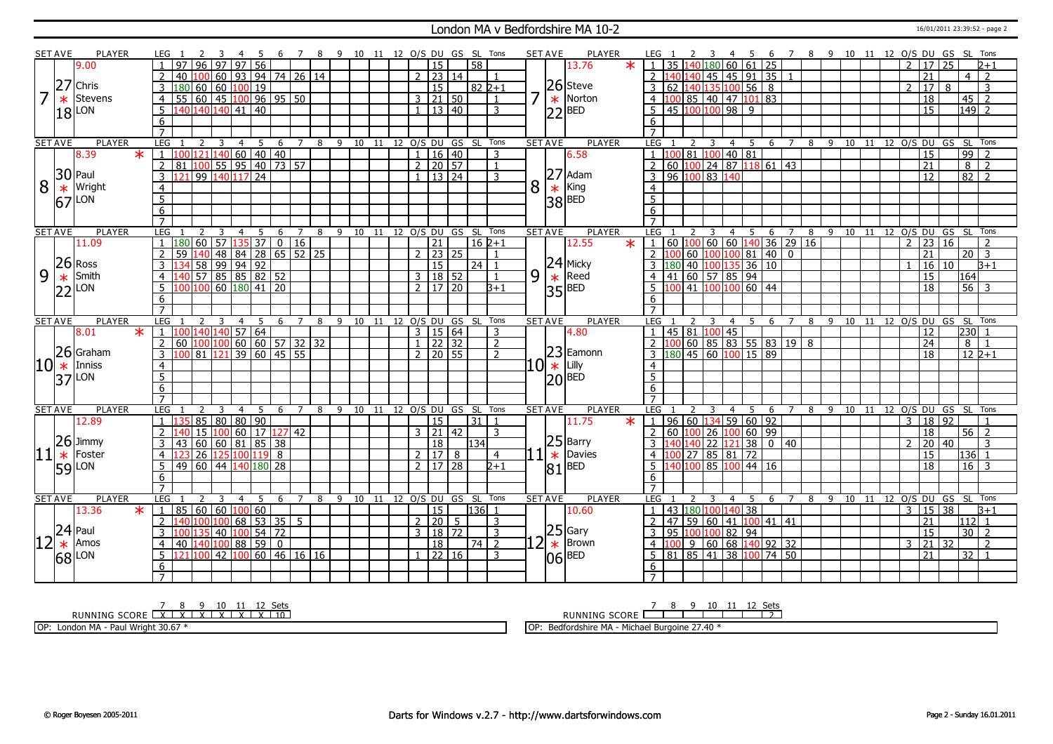# London MA v Bedfordshire MA 10-2

| SET AVE | PLAYER | LEG | 1 | 2 | 3 | 4 | 5 | 6 | 7 | 8 | 9 | 10 | 11 | 12 | O/S | DU | GS | SL | Tons | SET AVE | PLAYER | LEG | 1 | 2 | 3 | 4 | 5 | 6 | 7 | 8 | 9 | 10 | 11 | 12 | O/S | DU | GS | SL | Tons |
|---|---|---|---|---|---|---|---|---|---|---|---|---|---|---|---|---|---|---|---|---|---|---|---|---|---|---|---|---|---|---|---|---|---|---|---|---|---|---|---|
| 7 | 9.00 27.18 Chris Stevens LON | 1 | 97 | 96 | 97 | 97 | 56 | | | | | | | | | 15 | | 58 | | 7 | 13.76 * 26.22 Steve Norton BED | 1 | 35 | 140 | 180 | 60 | 61 | 25 | | | | | | | 2 | 17 | 25 | | 2+1 |
| | | 2 | 40 | 100 | 60 | 93 | 94 | 74 | 26 | 14 | | | | | 2 | 23 | 14 | | 1 | | | 2 | 140 | 140 | 45 | 45 | 91 | 35 | 1 | | | | | | | 21 | | 4 | 2 |
| | | 3 | 180 | 60 | 60 | 100 | 19 | | | | | | | | | 15 | | 82 | 2+1 | | | 3 | 62 | 140 | 135 | 100 | 56 | 8 | | | | | | | 2 | 17 | 8 | | 3 |
| | | 4 | 55 | 60 | 45 | 100 | 96 | 95 | 50 | | | | | | 3 | 21 | 50 | | 1 | | | 4 | 100 | 85 | 40 | 47 | 101 | 83 | | | | | | | | 18 | | 45 | 2 |
| | | 5 | 140 | 140 | 140 | 41 | 40 | | | | | | | | 1 | 13 | 40 | | 3 | | | 5 | 45 | 100 | 100 | 98 | 9 | | | | | | | | | 15 | | 149 | 2 |
| | | 6 | | | | | | | | | | | | | | | | | | | | 6 | | | | | | | | | | | | | | | | | |
| | | 7 | | | | | | | | | | | | | | | | | | | | 7 | | | | | | | | | | | | | | | | | |
| 8 | 8.39 * 30.67 Paul Wright LON | 1 | 100 | 121 | 140 | 60 | 40 | 40 | | | | | | | 1 | 16 | 40 | | 3 | 8 | 6.58 27.38 Adam King BED | 1 | 100 | 81 | 100 | 40 | 81 | | | | | | | | | 15 | | 99 | 2 |
| | | 2 | 81 | 100 | 55 | 95 | 40 | 73 | 57 | | | | | | 2 | 20 | 57 | | 1 | | | 2 | 60 | 100 | 24 | 87 | 118 | 61 | 43 | | | | | | | 21 | | 8 | 2 |
| | | 3 | 121 | 99 | 140 | 117 | 24 | | | | | | | | 1 | 13 | 24 | | 3 | | | 3 | 96 | 100 | 83 | 140 | | | | | | | | | | 12 | | 82 | 2 |
| | | 4 | | | | | | | | | | | | | | | | | | | | 4 | | | | | | | | | | | | | | | | | |
| | | 5 | | | | | | | | | | | | | | | | | | | | 5 | | | | | | | | | | | | | | | | | |
| | | 6 | | | | | | | | | | | | | | | | | | | | 6 | | | | | | | | | | | | | | | | | |
| | | 7 | | | | | | | | | | | | | | | | | | | | 7 | | | | | | | | | | | | | | | | | |
| 9 | 11.09 26.22 Ross Smith LON | 1 | 180 | 60 | 57 | 135 | 37 | 0 | 16 | | | | | | | 21 | | 16 | 2+1 | 9 | 12.55 * 24.35 Micky Reed BED | 1 | 60 | 100 | 60 | 60 | 140 | 36 | 29 | 16 | | | | | 2 | 23 | 16 | | 2 |
| | | 2 | 59 | 140 | 48 | 84 | 28 | 65 | 52 | 25 | | | | | 2 | 23 | 25 | | 1 | | | 2 | 100 | 60 | 100 | 100 | 81 | 40 | 0 | | | | | | | 21 | | 20 | 3 |
| | | 3 | 134 | 58 | 99 | 94 | 92 | | | | | | | | | 15 | | 24 | 1 | | | 3 | 180 | 40 | 100 | 135 | 36 | 10 | | | | | | | 1 | 16 | 10 | | 3+1 |
| | | 4 | 140 | 57 | 85 | 85 | 82 | 52 | | | | | | | 3 | 18 | 52 | | 1 | | | 4 | 41 | 60 | 57 | 85 | 94 | | | | | | | | | 15 | | 164 | |
| | | 5 | 100 | 100 | 60 | 180 | 41 | 20 | | | | | | | 2 | 17 | 20 | | 3+1 | | | 5 | 100 | 41 | 100 | 100 | 60 | 44 | | | | | | | | 18 | | 56 | 3 |
| | | 6 | | | | | | | | | | | | | | | | | | | | 6 | | | | | | | | | | | | | | | | | |
| | | 7 | | | | | | | | | | | | | | | | | | | | 7 | | | | | | | | | | | | | | | | | |
| 10 | 8.01 * 26.37 Graham Inniss LON | 1 | 100 | 140 | 140 | 57 | 64 | | | | | | | | 3 | 15 | 64 | | 3 | 10 | 4.80 23.20 Eamonn Lilly BED | 1 | 45 | 81 | 100 | 45 | | | | | | | | | | 12 | | 230 | 1 |
| | | 2 | 60 | 100 | 100 | 60 | 60 | 57 | 32 | 32 | | | | | 1 | 22 | 32 | | 2 | | | 2 | 100 | 60 | 85 | 83 | 55 | 83 | 19 | 8 | | | | | | 24 | | 8 | 1 |
| | | 3 | 100 | 81 | 121 | 39 | 60 | 45 | 55 | | | | | | 2 | 20 | 55 | | 2 | | | 3 | 180 | 45 | 60 | 100 | 15 | 89 | | | | | | | | 18 | | 12 | 2+1 |
| | | 4 | | | | | | | | | | | | | | | | | | | | 4 | | | | | | | | | | | | | | | | | |
| | | 5 | | | | | | | | | | | | | | | | | | | | 5 | | | | | | | | | | | | | | | | | |
| | | 6 | | | | | | | | | | | | | | | | | | | | 6 | | | | | | | | | | | | | | | | | |
| | | 7 | | | | | | | | | | | | | | | | | | | | 7 | | | | | | | | | | | | | | | | | |
| 11 | 12.89 26.59 Jimmy Foster LON | 1 | 135 | 85 | 80 | 80 | 90 | | | | | | | | | 15 | | 31 | 1 | 11 | 11.75 * 25.81 Barry Davies BED | 1 | 96 | 60 | 134 | 59 | 60 | 92 | | | | | | | 3 | 18 | 92 | | 1 |
| | | 2 | 140 | 15 | 100 | 60 | 17 | 127 | 42 | | | | | | 3 | 21 | 42 | | 3 | | | 2 | 60 | 100 | 26 | 100 | 60 | 99 | | | | | | | | 18 | | 56 | 2 |
| | | 3 | 43 | 60 | 60 | 81 | 85 | 38 | | | | | | | | 18 | | 134 | | | | 3 | 140 | 140 | 22 | 121 | 38 | 0 | 40 | | | | | | 2 | 20 | 40 | | 3 |
| | | 4 | 123 | 26 | 125 | 100 | 119 | 8 | | | | | | | 2 | 17 | 8 | | 4 | | | 4 | 100 | 27 | 85 | 81 | 72 | | | | | | | | | 15 | | 136 | 1 |
| | | 5 | 49 | 60 | 44 | 140 | 180 | 28 | | | | | | | 2 | 17 | 28 | | 2+1 | | | 5 | 140 | 100 | 85 | 100 | 44 | 16 | | | | | | | | 18 | | 16 | 3 |
| | | 6 | | | | | | | | | | | | | | | | | | | | 6 | | | | | | | | | | | | | | | | | |
| | | 7 | | | | | | | | | | | | | | | | | | | | 7 | | | | | | | | | | | | | | | | | |
| 12 | 13.36 * 24.68 Paul Amos LON | 1 | 85 | 60 | 60 | 100 | 60 | | | | | | | | | 15 | | 136 | 1 | 12 | 10.60 25.06 Gary Brown BED | 1 | 43 | 180 | 100 | 140 | 38 | | | | | | | | 3 | 15 | 38 | | 3+1 |
| | | 2 | 140 | 100 | 100 | 68 | 53 | 35 | 5 | | | | | | 2 | 20 | 5 | | 3 | | | 2 | 47 | 59 | 60 | 41 | 100 | 41 | 41 | | | | | | | 21 | | 112 | 1 |
| | | 3 | 100 | 135 | 40 | 100 | 54 | 72 | | | | | | | 3 | 18 | 72 | | 3 | | | 3 | 95 | 100 | 100 | 82 | 94 | | | | | | | | | 15 | | 30 | 2 |
| | | 4 | 40 | 140 | 100 | 88 | 59 | 0 | | | | | | | | 18 | | 74 | 2 | | | 4 | 100 | 9 | 60 | 68 | 140 | 92 | 32 | | | | | | 3 | 21 | 32 | | 2 |
| | | 5 | 121 | 100 | 42 | 100 | 60 | 46 | 16 | 16 | | | | | 1 | 22 | 16 | | 3 | | | 5 | 81 | 85 | 41 | 38 | 100 | 74 | 50 | | | | | | | 21 | | 32 | 1 |
| | | 6 | | | | | | | | | | | | | | | | | | | | 6 | | | | | | | | | | | | | | | | | |
| | | 7 | | | | | | | | | | | | | | | | | | | | 7 | | | | | | | | | | | | | | | | | |

| RUNNING SCORE | 7 | 8 | 9 | 10 | 11 | 12 | Sets |
|---|---|---|---|---|---|---|---|
| London | X | X | X | X | X | X | 10 |
| Bedfordshire | | | | | | | 2 |

OP: London MA - Paul Wright 30.67 *

OP: Bedfordshire MA - Michael Burgoine 27.40 *

© Roger Boyesen 2005-2011

Darts for Windows v.2.7 - http://www.dartsforwindows.com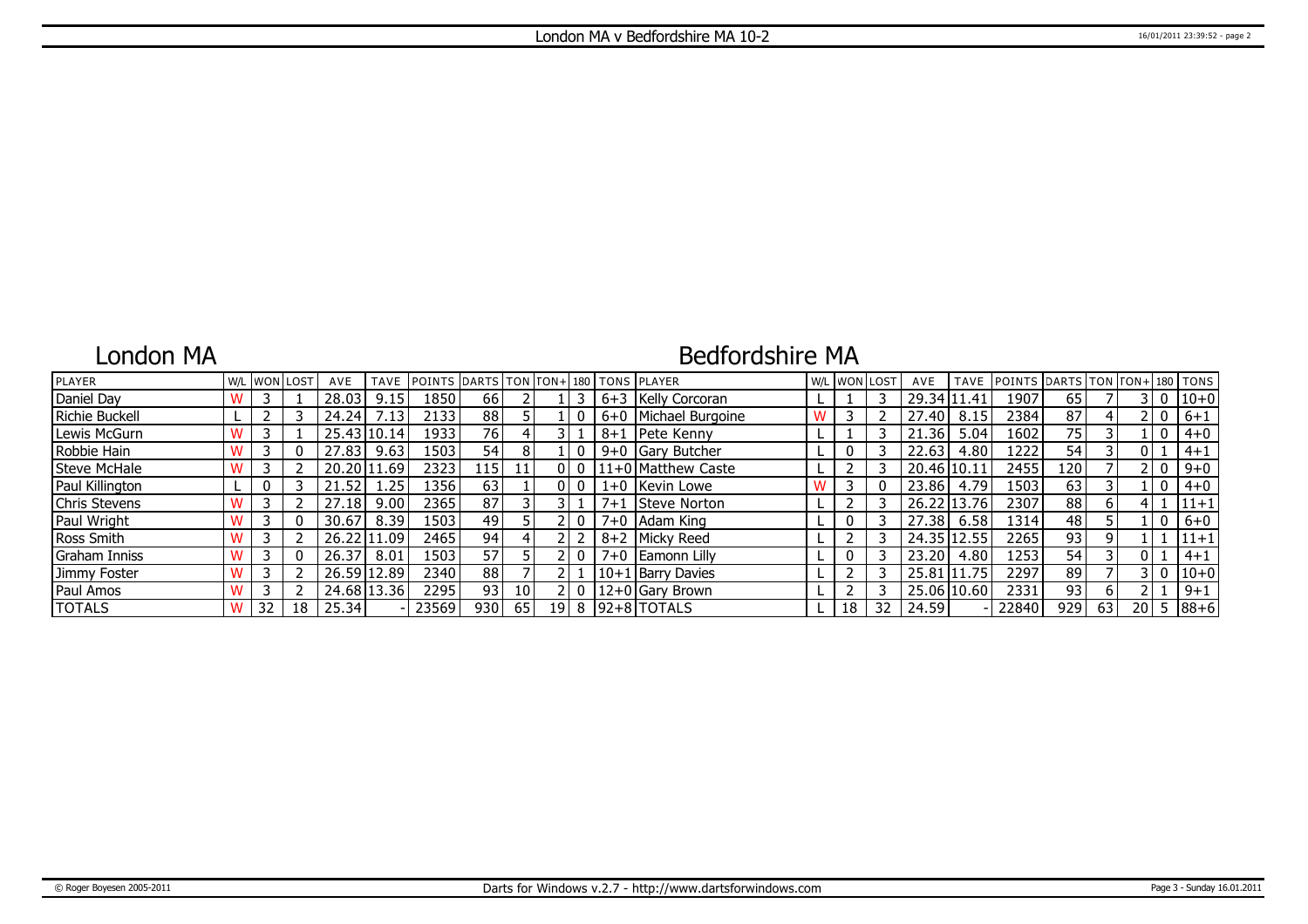# London MA v Bedfordshire MA 10-2

## London MA

## Bedfordshire MA

| PLAYER | W/L | WON | LOST | AVE | TAVE | POINTS | DARTS | TON | TON+ | 180 | TONS | PLAYER | W/L | WON | LOST | AVE | TAVE | POINTS | DARTS | TON | TON+ | 180 | TONS |
|---|---|---|---|---|---|---|---|---|---|---|---|---|---|---|---|---|---|---|---|---|---|---|---|
| Daniel Day | W | 3 | 1 | 28.03 | 9.15 | 1850 | 66 | 2 | 1 | 3 | 6+3 | Kelly Corcoran | L | 1 | 3 | 29.34 | 11.41 | 1907 | 65 | 7 | 3 | 0 | 10+0 |
| Richie Buckell | L | 2 | 3 | 24.24 | 7.13 | 2133 | 88 | 5 | 1 | 0 | 6+0 | Michael Burgoine | W | 3 | 2 | 27.40 | 8.15 | 2384 | 87 | 4 | 2 | 0 | 6+1 |
| Lewis McGurn | W | 3 | 1 | 25.43 | 10.14 | 1933 | 76 | 4 | 3 | 1 | 8+1 | Pete Kenny | L | 1 | 3 | 21.36 | 5.04 | 1602 | 75 | 3 | 1 | 0 | 4+0 |
| Robbie Hain | W | 3 | 0 | 27.83 | 9.63 | 1503 | 54 | 8 | 1 | 0 | 9+0 | Gary Butcher | L | 0 | 3 | 22.63 | 4.80 | 1222 | 54 | 3 | 0 | 1 | 4+1 |
| Steve McHale | W | 3 | 2 | 20.20 | 11.69 | 2323 | 115 | 11 | 0 | 0 | 11+0 | Matthew Caste | L | 2 | 3 | 20.46 | 10.11 | 2455 | 120 | 7 | 2 | 0 | 9+0 |
| Paul Killington | L | 0 | 3 | 21.52 | 1.25 | 1356 | 63 | 1 | 0 | 0 | 1+0 | Kevin Lowe | W | 3 | 0 | 23.86 | 4.79 | 1503 | 63 | 3 | 1 | 0 | 4+0 |
| Chris Stevens | W | 3 | 2 | 27.18 | 9.00 | 2365 | 87 | 3 | 3 | 1 | 7+1 | Steve Norton | L | 2 | 3 | 26.22 | 13.76 | 2307 | 88 | 6 | 4 | 1 | 11+1 |
| Paul Wright | W | 3 | 0 | 30.67 | 8.39 | 1503 | 49 | 5 | 2 | 0 | 7+0 | Adam King | L | 0 | 3 | 27.38 | 6.58 | 1314 | 48 | 5 | 1 | 0 | 6+0 |
| Ross Smith | W | 3 | 2 | 26.22 | 11.09 | 2465 | 94 | 4 | 2 | 2 | 8+2 | Micky Reed | L | 2 | 3 | 24.35 | 12.55 | 2265 | 93 | 9 | 1 | 1 | 11+1 |
| Graham Inniss | W | 3 | 0 | 26.37 | 8.01 | 1503 | 57 | 5 | 2 | 0 | 7+0 | Eamonn Lilly | L | 0 | 3 | 23.20 | 4.80 | 1253 | 54 | 3 | 0 | 1 | 4+1 |
| Jimmy Foster | W | 3 | 2 | 26.59 | 12.89 | 2340 | 88 | 7 | 2 | 1 | 10+1 | Barry Davies | L | 2 | 3 | 25.81 | 11.75 | 2297 | 89 | 7 | 3 | 0 | 10+0 |
| Paul Amos | W | 3 | 2 | 24.68 | 13.36 | 2295 | 93 | 10 | 2 | 0 | 12+0 | Gary Brown | L | 2 | 3 | 25.06 | 10.60 | 2331 | 93 | 6 | 2 | 1 | 9+1 |
| TOTALS | W | 32 | 18 | 25.34 | - | 23569 | 930 | 65 | 19 | 8 | 92+8 | TOTALS | L | 18 | 32 | 24.59 | - | 22840 | 929 | 63 | 20 | 5 | 88+6 |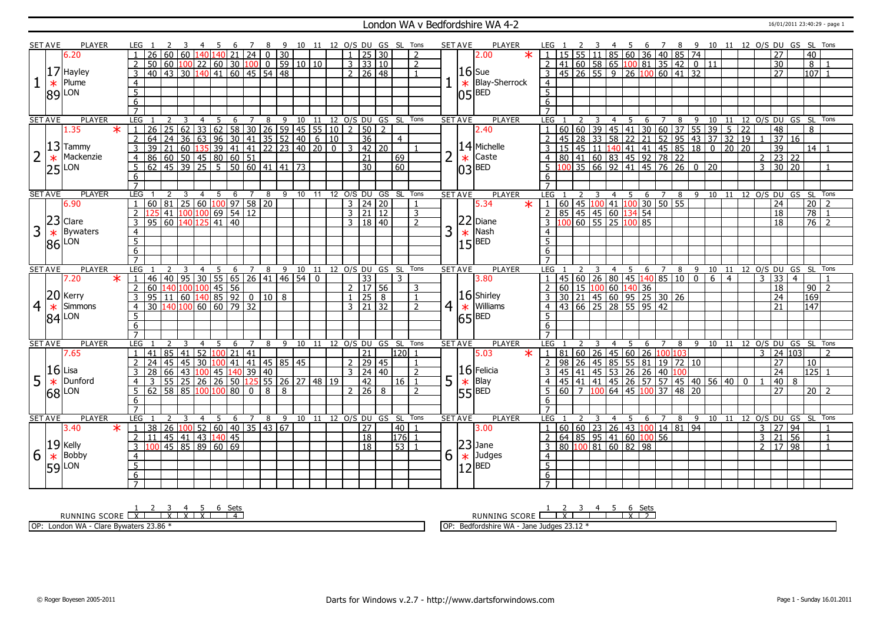# London WA v Bedfordshire WA 4-2

16/01/2011 23:40:29 - page 1

| SET | AVE | PLAYER | LEG | 1 | 2 | 3 | 4 | 5 | 6 | 7 | 8 | 9 | 10 | 11 | 12 | O/S | DU | GS | SL | Tons | SET | AVE | PLAYER | LEG | 1 | 2 | 3 | 4 | 5 | 6 | 7 | 8 | 9 | 10 | 11 | 12 | O/S | DU | GS | SL | Tons |
|---|---|---|---|---|---|---|---|---|---|---|---|---|---|---|---|---|---|---|---|---|---|---|---|---|---|---|---|---|---|---|---|---|---|---|---|---|---|---|---|---|---|
| 1 | 6.20 | | 1 | 26 | 60 | 60 | 140 | 140 | 21 | 24 | 0 | 30 | | | | 1 | 25 | 30 | | 2 | 1 | 2.00 * | | 1 | 15 | 55 | 11 | 85 | 60 | 36 | 40 | 85 | 74 | | | | | 27 | | 40 | |
| | 17 | Hayley | 2 | 50 | 60 | 100 | 22 | 60 | 30 | 100 | 0 | 59 | 10 | 10 | | 3 | 33 | 10 | | 2 | | 16 | Sue | 2 | 41 | 60 | 58 | 65 | 100 | 81 | 35 | 42 | 0 | 11 | | | | 30 | | 8 | 1 |
| | * | Plume | 3 | 40 | 43 | 30 | 140 | 41 | 60 | 45 | 54 | 48 | | | | 2 | 26 | 48 | | 1 | | * | Blay-Sherrock | 3 | 45 | 26 | 55 | 9 | 26 | 100 | 60 | 41 | 32 | | | | | 27 | | 107 | 1 |
| | 89 | LON | 4 | | | | | | | | | | | | | | | | | | | 05 | BED | 4 | | | | | | | | | | | | | | | | | |
| | | | 5 | | | | | | | | | | | | | | | | | | | | | 5 | | | | | | | | | | | | | | | | | |
| | | | 6 | | | | | | | | | | | | | | | | | | | | | 6 | | | | | | | | | | | | | | | | | |
| | | | 7 | | | | | | | | | | | | | | | | | | | | | 7 | | | | | | | | | | | | | | | | | |
| 2 | 1.35 * | | 1 | 26 | 25 | 62 | 33 | 62 | 58 | 30 | 26 | 59 | 45 | 55 | 10 | 2 | 50 | 2 | | | 2 | 2.40 | | 1 | 60 | 60 | 39 | 45 | 41 | 30 | 60 | 37 | 55 | 39 | 5 | 22 | | 48 | | 8 | |
| | 13 | Tammy | 2 | 64 | 24 | 36 | 63 | 96 | 30 | 41 | 35 | 52 | 40 | 6 | 10 | | 36 | | 4 | | | 14 | Michelle | 2 | 45 | 28 | 33 | 58 | 22 | 21 | 52 | 95 | 43 | 37 | 32 | 19 | 1 | 37 | 16 | | |
| | * | Mackenzie | 3 | 39 | 21 | 60 | 135 | 39 | 41 | 41 | 22 | 23 | 40 | 20 | 0 | 3 | 42 | 20 | | 1 | | * | Caste | 3 | 15 | 45 | 11 | 140 | 41 | 41 | 45 | 85 | 18 | 0 | 20 | 20 | | 39 | | 14 | 1 |
| | 25 | LON | 4 | 86 | 60 | 50 | 45 | 80 | 60 | 51 | | | | | | | 21 | | 69 | | | 03 | BED | 4 | 80 | 41 | 60 | 83 | 45 | 92 | 78 | 22 | | | | | 2 | 23 | 22 | | |
| | | | 5 | 62 | 45 | 39 | 25 | 5 | 50 | 60 | 41 | 41 | 73 | | | | 30 | | 60 | | | | | 5 | 100 | 35 | 66 | 92 | 41 | 45 | 76 | 26 | 0 | 20 | | | 3 | 30 | 20 | | 1 |
| | | | 6 | | | | | | | | | | | | | | | | | | | | | 6 | | | | | | | | | | | | | | | | | |
| | | | 7 | | | | | | | | | | | | | | | | | | | | | 7 | | | | | | | | | | | | | | | | | |
| 3 | 6.90 | | 1 | 60 | 81 | 25 | 60 | 100 | 97 | 58 | 20 | | | | | 3 | 24 | 20 | | 1 | 3 | 5.34 * | | 1 | 60 | 45 | 100 | 41 | 100 | 30 | 50 | 55 | | | | | | 24 | | 20 | 2 |
| | 23 | Clare | 2 | 125 | 41 | 100 | 100 | 69 | 54 | 12 | | | | | | 3 | 21 | 12 | | 3 | | 22 | Diane | 2 | 85 | 45 | 45 | 60 | 134 | 54 | | | | | | | | 18 | | 78 | 1 |
| | * | Bywaters | 3 | 95 | 60 | 140 | 125 | 41 | 40 | | | | | | | 3 | 18 | 40 | | 2 | | * | Nash | 3 | 100 | 60 | 55 | 25 | 100 | 85 | | | | | | | | 18 | | 76 | 2 |
| | 86 | LON | 4 | | | | | | | | | | | | | | | | | | | 15 | BED | 4 | | | | | | | | | | | | | | | | | |
| | | | 5 | | | | | | | | | | | | | | | | | | | | | 5 | | | | | | | | | | | | | | | | | |
| | | | 6 | | | | | | | | | | | | | | | | | | | | | 6 | | | | | | | | | | | | | | | | | |
| | | | 7 | | | | | | | | | | | | | | | | | | | | | 7 | | | | | | | | | | | | | | | | | |
| 4 | 7.20 * | | 1 | 46 | 40 | 95 | 30 | 55 | 65 | 26 | 41 | 46 | 54 | 0 | | | 33 | | 3 | | 4 | 3.80 | | 1 | 45 | 60 | 26 | 80 | 45 | 140 | 85 | 10 | 0 | 6 | 4 | | 3 | 33 | 4 | | 1 |
| | 20 | Kerry | 2 | 60 | 140 | 100 | 100 | 45 | 56 | | | | | | | 2 | 17 | 56 | | 3 | | 16 | Shirley | 2 | 60 | 15 | 100 | 60 | 140 | 36 | | | | | | | | 18 | | 90 | 2 |
| | * | Simmons | 3 | 95 | 11 | 60 | 140 | 85 | 92 | 0 | 10 | 8 | | | | 1 | 25 | 8 | | 1 | | * | Williams | 3 | 30 | 21 | 45 | 60 | 95 | 25 | 30 | 26 | | | | | | 24 | | 169 | |
| | 84 | LON | 4 | 30 | 140 | 100 | 60 | 60 | 79 | 32 | | | | | | 3 | 21 | 32 | | 2 | | 65 | BED | 4 | 43 | 66 | 25 | 28 | 55 | 95 | 42 | | | | | | | 21 | | 147 | |
| | | | 5 | | | | | | | | | | | | | | | | | | | | | 5 | | | | | | | | | | | | | | | | | |
| | | | 6 | | | | | | | | | | | | | | | | | | | | | 6 | | | | | | | | | | | | | | | | | |
| | | | 7 | | | | | | | | | | | | | | | | | | | | | 7 | | | | | | | | | | | | | | | | | |
| 5 | 7.65 | | 1 | 41 | 85 | 41 | 52 | 100 | 21 | 41 | | | | | | | 21 | | 120 | 1 | 5 | 5.03 * | | 1 | 81 | 60 | 26 | 45 | 60 | 26 | 100 | 103 | | | | | 3 | 24 | 103 | | 2 |
| | 16 | Lisa | 2 | 24 | 45 | 45 | 30 | 100 | 41 | 41 | 45 | 85 | 45 | | | 2 | 29 | 45 | | 1 | | 16 | Felicia | 2 | 98 | 26 | 45 | 85 | 55 | 81 | 19 | 72 | 10 | | | | | 27 | | 10 | |
| | * | Dunford | 3 | 28 | 66 | 43 | 100 | 45 | 140 | 39 | 40 | | | | | 3 | 24 | 40 | | 2 | | * | Blay | 3 | 45 | 41 | 45 | 53 | 26 | 26 | 40 | 100 | | | | | | 24 | | 125 | 1 |
| | 68 | LON | 4 | 3 | 55 | 25 | 26 | 26 | 50 | 125 | 55 | 26 | 27 | 48 | 19 | | 42 | | 16 | 1 | | 55 | BED | 4 | 45 | 41 | 41 | 45 | 26 | 57 | 57 | 45 | 40 | 56 | 40 | 0 | 1 | 40 | 8 | | |
| | | | 5 | 62 | 58 | 85 | 100 | 100 | 80 | 0 | 8 | 8 | | | | 2 | 26 | 8 | | 2 | | | | 5 | 60 | 7 | 100 | 64 | 45 | 100 | 37 | 48 | 20 | | | | | 27 | | 20 | 2 |
| | | | 6 | | | | | | | | | | | | | | | | | | | | | 6 | | | | | | | | | | | | | | | | | |
| | | | 7 | | | | | | | | | | | | | | | | | | | | | 7 | | | | | | | | | | | | | | | | | |
| 6 | 3.40 * | | 1 | 38 | 26 | 100 | 52 | 60 | 40 | 35 | 43 | 67 | | | | | 27 | | 40 | 1 | 6 | 3.00 | | 1 | 60 | 60 | 23 | 26 | 43 | 100 | 14 | 81 | 94 | | | | 3 | 27 | 94 | | 1 |
| | 19 | Kelly | 2 | 11 | 45 | 41 | 43 | 140 | 45 | | | | | | | | 18 | | 176 | 1 | | 23 | Jane | 2 | 64 | 85 | 95 | 41 | 60 | 100 | 56 | | | | | | 3 | 21 | 56 | | 1 |
| | * | Bobby | 3 | 100 | 45 | 85 | 89 | 60 | 69 | | | | | | | | 18 | | 53 | 1 | | * | Judges | 3 | 80 | 100 | 81 | 60 | 82 | 98 | | | | | | | 2 | 17 | 98 | | 1 |
| | 59 | LON | 4 | | | | | | | | | | | | | | | | | | | 12 | BED | 4 | | | | | | | | | | | | | | | | | |
| | | | 5 | | | | | | | | | | | | | | | | | | | | | 5 | | | | | | | | | | | | | | | | | |
| | | | 6 | | | | | | | | | | | | | | | | | | | | | 6 | | | | | | | | | | | | | | | | | |
| | | | 7 | | | | | | | | | | | | | | | | | | | | | 7 | | | | | | | | | | | | | | | | | |

| RUNNING SCORE | 1 | 2 | 3 | 4 | 5 | 6 | Sets |
|---|---|---|---|---|---|---|---|
| London WA | X | | X | X | X | | 4 |
| Bedfordshire WA | | X | | | | X | 2 |

OP: London WA - Clare Bywaters 23.86 *

OP: Bedfordshire WA - Jane Judges 23.12 *

© Roger Boyesen 2005-2011

Darts for Windows v.2.7 - http://www.dartsforwindows.com

Page 1 - Sunday 16.01.2011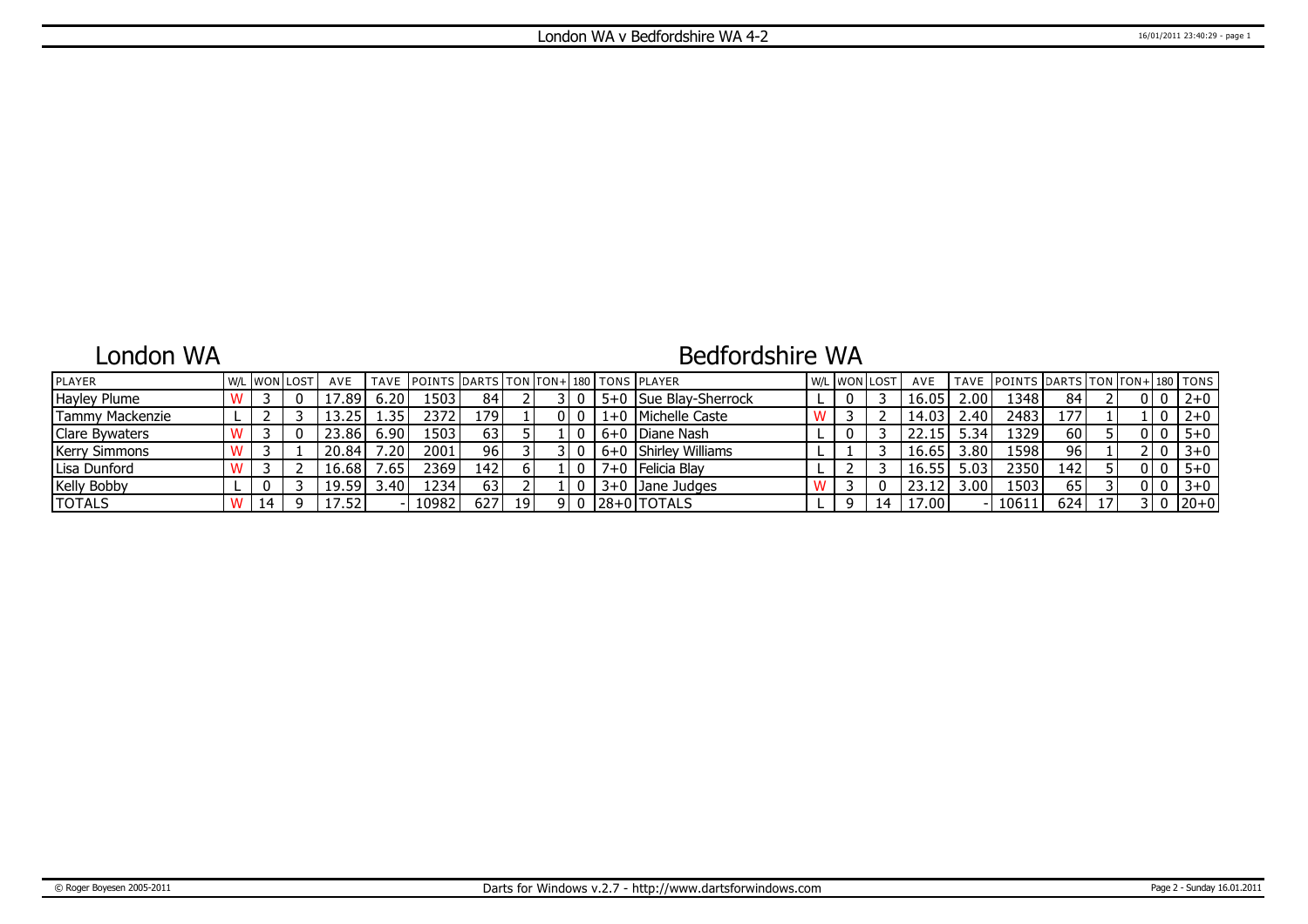# London WA v Bedfordshire WA 4-2

## London WA

## Bedfordshire WA

| PLAYER | W/L | WON | LOST | AVE | TAVE | POINTS | DARTS | TON | TON+ | 180 | TONS | PLAYER | W/L | WON | LOST | AVE | TAVE | POINTS | DARTS | TON | TON+ | 180 | TONS |
|---|---|---|---|---|---|---|---|---|---|---|---|---|---|---|---|---|---|---|---|---|---|---|---|
| Hayley Plume | W | 3 | 0 | 17.89 | 6.20 | 1503 | 84 | 2 | 3 | 0 | 5+0 | Sue Blay-Sherrock | L | 0 | 3 | 16.05 | 2.00 | 1348 | 84 | 2 | 0 | 0 | 2+0 |
| Tammy Mackenzie | L | 2 | 3 | 13.25 | 1.35 | 2372 | 179 | 1 | 0 | 0 | 1+0 | Michelle Caste | W | 3 | 2 | 14.03 | 2.40 | 2483 | 177 | 1 | 1 | 0 | 2+0 |
| Clare Bywaters | W | 3 | 0 | 23.86 | 6.90 | 1503 | 63 | 5 | 1 | 0 | 6+0 | Diane Nash | L | 0 | 3 | 22.15 | 5.34 | 1329 | 60 | 5 | 0 | 0 | 5+0 |
| Kerry Simmons | W | 3 | 1 | 20.84 | 7.20 | 2001 | 96 | 3 | 3 | 0 | 6+0 | Shirley Williams | L | 1 | 3 | 16.65 | 3.80 | 1598 | 96 | 1 | 2 | 0 | 3+0 |
| Lisa Dunford | W | 3 | 2 | 16.68 | 7.65 | 2369 | 142 | 6 | 1 | 0 | 7+0 | Felicia Blay | L | 2 | 3 | 16.55 | 5.03 | 2350 | 142 | 5 | 0 | 0 | 5+0 |
| Kelly Bobby | L | 0 | 3 | 19.59 | 3.40 | 1234 | 63 | 2 | 1 | 0 | 3+0 | Jane Judges | W | 3 | 0 | 23.12 | 3.00 | 1503 | 65 | 3 | 0 | 0 | 3+0 |
| TOTALS | W | 14 | 9 | 17.52 | - | 10982 | 627 | 19 | 9 | 0 | 28+0 | TOTALS | L | 9 | 14 | 17.00 | - | 10611 | 624 | 17 | 3 | 0 | 20+0 |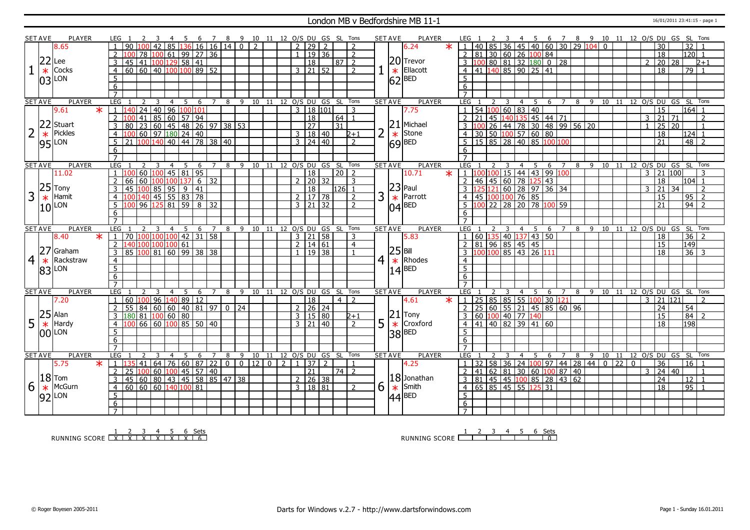# London MB v Bedfordshire MB 11-1

| SET | AVE | PLAYER | LEG | 1 | 2 | 3 | 4 | 5 | 6 | 7 | 8 | 9 | 10 | 11 | 12 | O/S | DU | GS | SL | Tons | SET | AVE | PLAYER | LEG | 1 | 2 | 3 | 4 | 5 | 6 | 7 | 8 | 9 | 10 | 11 | 12 | O/S | DU | GS | SL | Tons |
|---|---|---|---|---|---|---|---|---|---|---|---|---|---|---|---|---|---|---|---|---|---|---|---|---|---|---|---|---|---|---|---|---|---|---|---|---|---|---|---|---|---|
| 1 | 8.65 | 22 Lee * Cocks 03 LON | 1 | 90 | 100 | 42 | 85 | 136 | 16 | 16 | 14 | 0 | 2 | | | 2 | 29 | 2 | | 2 | 1 | 6.24 * | 20 Trevor * Ellacott 62 BED | 1 | 40 | 85 | 36 | 45 | 40 | 60 | 30 | 29 | 104 | 0 | | | | 30 | | 32 | 1 |
| | | | 2 | 100 | 78 | 100 | 61 | 99 | 27 | 36 | | | | | | 1 | 19 | 36 | | 2 | | | | 2 | 81 | 30 | 60 | 26 | 100 | 84 | | | | | | | | 18 | | 120 | 1 |
| | | | 3 | 45 | 41 | 100 | 129 | 58 | 41 | | | | | | | | 18 | | 87 | 2 | | | | 3 | 100 | 80 | 81 | 32 | 180 | 0 | 28 | | | | | | 2 | 20 | 28 | | 2+1 |
| | | | 4 | 60 | 60 | 40 | 100 | 100 | 89 | 52 | | | | | | 3 | 21 | 52 | | 2 | | | | 4 | 41 | 140 | 85 | 90 | 25 | 41 | | | | | | | | 18 | | 79 | 1 |
| | | | 5 | | | | | | | | | | | | | | | | | | | | | 5 | | | | | | | | | | | | | | | | | |
| | | | 6 | | | | | | | | | | | | | | | | | | | | | 6 | | | | | | | | | | | | | | | | | |
| | | | 7 | | | | | | | | | | | | | | | | | | | | | 7 | | | | | | | | | | | | | | | | | |
| 2 | 9.61 * | 22 Stuart * Pickles 95 LON | 1 | 140 | 24 | 40 | 96 | 100 | 101 | | | | | | | 3 | 18 | 101 | | 3 | 2 | 7.75 | 21 Michael * Stone 69 BED | 1 | 54 | 100 | 60 | 83 | 40 | | | | | | | | | 15 | | 164 | 1 |
| | | | 2 | 100 | 41 | 85 | 60 | 57 | 94 | | | | | | | | 18 | | 64 | 1 | | | | 2 | 21 | 45 | 140 | 135 | 45 | 44 | 71 | | | | | | 3 | 21 | 71 | | 2 |
| | | | 3 | 80 | 23 | 60 | 45 | 48 | 26 | 97 | 38 | 53 | | | | | 27 | | 31 | | | | | 3 | 100 | 26 | 44 | 78 | 30 | 48 | 99 | 56 | 20 | | | | 1 | 25 | 20 | | 1 |
| | | | 4 | 100 | 60 | 97 | 180 | 24 | 40 | | | | | | | 3 | 18 | 40 | | 2+1 | | | | 4 | 30 | 50 | 100 | 57 | 60 | 80 | | | | | | | | 18 | | 124 | 1 |
| | | | 5 | 21 | 100 | 140 | 40 | 44 | 78 | 38 | 40 | | | | | 3 | 24 | 40 | | 2 | | | | 5 | 15 | 85 | 28 | 40 | 85 | 100 | 100 | | | | | | | 21 | | 48 | 2 |
| | | | 6 | | | | | | | | | | | | | | | | | | | | | 6 | | | | | | | | | | | | | | | | | |
| | | | 7 | | | | | | | | | | | | | | | | | | | | | 7 | | | | | | | | | | | | | | | | | |
| 3 | 11.02 | 25 Tony * Hamit 10 LON | 1 | 100 | 60 | 100 | 45 | 81 | 95 | | | | | | | | 18 | | 20 | 2 | 3 | 10.71 * | 23 Paul * Parrott 04 BED | 1 | 100 | 100 | 15 | 44 | 43 | 99 | 100 | | | | | | 3 | 21 | 100 | | 3 |
| | | | 2 | 66 | 60 | 100 | 100 | 137 | 6 | 32 | | | | | | 2 | 20 | 32 | | 3 | | | | 2 | 46 | 45 | 60 | 78 | 125 | 43 | | | | | | | | 18 | | 104 | 1 |
| | | | 3 | 45 | 100 | 85 | 95 | 9 | 41 | | | | | | | | 18 | | 126 | 1 | | | | 3 | 125 | 121 | 60 | 28 | 97 | 36 | 34 | | | | | | 3 | 21 | 34 | | 2 |
| | | | 4 | 100 | 140 | 45 | 55 | 83 | 78 | | | | | | | 2 | 17 | 78 | | 2 | | | | 4 | 45 | 100 | 100 | 76 | 85 | | | | | | | | | 15 | | 95 | 2 |
| | | | 5 | 100 | 96 | 125 | 81 | 59 | 8 | 32 | | | | | | 3 | 21 | 32 | | 2 | | | | 5 | 100 | 22 | 28 | 20 | 78 | 100 | 59 | | | | | | | 21 | | 94 | 2 |
| | | | 6 | | | | | | | | | | | | | | | | | | | | | 6 | | | | | | | | | | | | | | | | | |
| | | | 7 | | | | | | | | | | | | | | | | | | | | | 7 | | | | | | | | | | | | | | | | | |
| 4 | 8.40 * | 27 Graham * Rackstraw 83 LON | 1 | 70 | 100 | 100 | 100 | 42 | 31 | 58 | | | | | | 3 | 21 | 58 | | 3 | 4 | 5.83 | 25 Bill * Rhodes 14 BED | 1 | 60 | 135 | 40 | 137 | 43 | 50 | | | | | | | | 18 | | 36 | 2 |
| | | | 2 | 140 | 100 | 100 | 100 | 61 | | | | | | | | 2 | 14 | 61 | | 4 | | | | 2 | 81 | 96 | 85 | 45 | 45 | | | | | | | | | 15 | | 149 | |
| | | | 3 | 85 | 100 | 81 | 60 | 99 | 38 | 38 | | | | | | 1 | 19 | 38 | | 1 | | | | 3 | 100 | 100 | 85 | 43 | 26 | 111 | | | | | | | | 18 | | 36 | 3 |
| | | | 4 | | | | | | | | | | | | | | | | | | | | | 4 | | | | | | | | | | | | | | | | | |
| | | | 5 | | | | | | | | | | | | | | | | | | | | | 5 | | | | | | | | | | | | | | | | | |
| | | | 6 | | | | | | | | | | | | | | | | | | | | | 6 | | | | | | | | | | | | | | | | | |
| | | | 7 | | | | | | | | | | | | | | | | | | | | | 7 | | | | | | | | | | | | | | | | | |
| 5 | 7.20 | 25 Alan * Hardy 00 LON | 1 | 60 | 100 | 96 | 140 | 89 | 12 | | | | | | | | 18 | | 4 | 2 | 5 | 4.61 * | 21 Tony * Croxford 38 BED | 1 | 25 | 85 | 85 | 55 | 100 | 30 | 121 | | | | | | 3 | 21 | 121 | | 2 |
| | | | 2 | 55 | 84 | 60 | 60 | 40 | 81 | 97 | 0 | 24 | | | | 2 | 26 | 24 | | | | | | 2 | 25 | 60 | 55 | 21 | 45 | 85 | 60 | 96 | | | | | | 24 | | 54 | |
| | | | 3 | 180 | 81 | 100 | 60 | 80 | | | | | | | | 3 | 15 | 80 | | 2+1 | | | | 3 | 60 | 100 | 40 | 77 | 140 | | | | | | | | | 15 | | 84 | 2 |
| | | | 4 | 100 | 66 | 60 | 100 | 85 | 50 | 40 | | | | | | 3 | 21 | 40 | | 2 | | | | 4 | 41 | 40 | 82 | 39 | 41 | 60 | | | | | | | | 18 | | 198 | |
| | | | 5 | | | | | | | | | | | | | | | | | | | | | 5 | | | | | | | | | | | | | | | | | |
| | | | 6 | | | | | | | | | | | | | | | | | | | | | 6 | | | | | | | | | | | | | | | | | |
| | | | 7 | | | | | | | | | | | | | | | | | | | | | 7 | | | | | | | | | | | | | | | | | |
| 6 | 5.75 * | 18 Tom * McGurn 92 LON | 1 | 135 | 41 | 64 | 76 | 60 | 87 | 22 | 0 | 0 | 12 | 0 | 2 | 1 | 37 | 2 | | 1 | 6 | 4.25 | 18 Jonathan * Smith 44 BED | 1 | 32 | 58 | 36 | 24 | 100 | 97 | 44 | 28 | 44 | 0 | 22 | 0 | | 36 | | 16 | 1 |
| | | | 2 | 25 | 100 | 60 | 100 | 45 | 57 | 40 | | | | | | | 21 | | 74 | 2 | | | | 2 | 41 | 62 | 81 | 30 | 60 | 100 | 87 | 40 | | | | | 3 | 24 | 40 | | 1 |
| | | | 3 | 45 | 60 | 80 | 43 | 45 | 58 | 85 | 47 | 38 | | | | 2 | 26 | 38 | | | | | | 3 | 81 | 45 | 45 | 100 | 85 | 28 | 43 | 62 | | | | | | 24 | | 12 | 1 |
| | | | 4 | 60 | 60 | 60 | 140 | 100 | 81 | | | | | | | 3 | 18 | 81 | | 2 | | | | 4 | 65 | 85 | 45 | 55 | 125 | 31 | | | | | | | | 18 | | 95 | 1 |
| | | | 5 | | | | | | | | | | | | | | | | | | | | | 5 | | | | | | | | | | | | | | | | | |
| | | | 6 | | | | | | | | | | | | | | | | | | | | | 6 | | | | | | | | | | | | | | | | | |
| | | | 7 | | | | | | | | | | | | | | | | | | | | | 7 | | | | | | | | | | | | | | | | | |

RUNNING SCORE

| | 1 | 2 | 3 | 4 | 5 | 6 | Sets |
|---|---|---|---|---|---|---|---|
| London | X | X | X | X | X | X | 6 |
| Bedfordshire | | | | | | | 0 |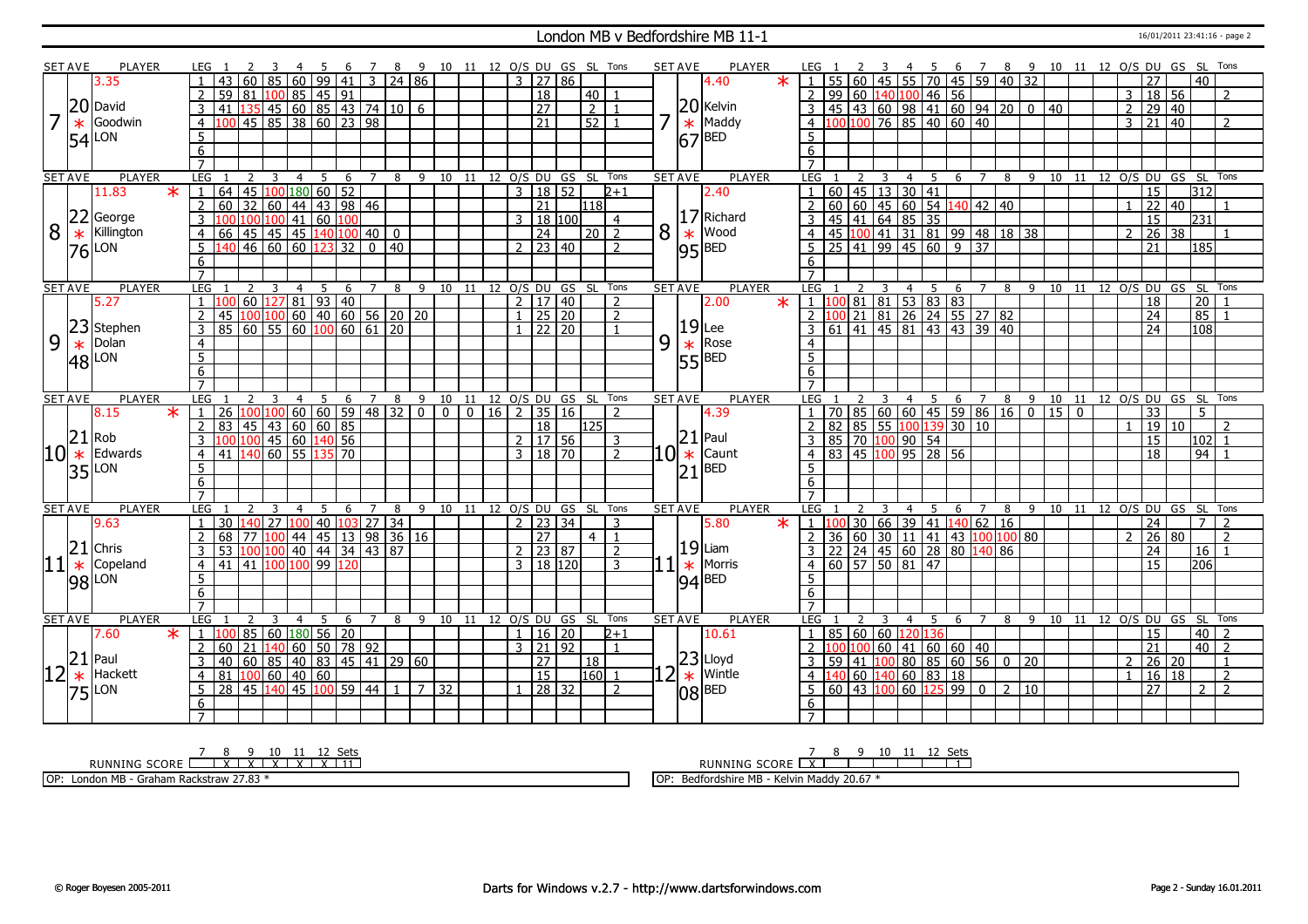# London MB v Bedfordshire MB 11-1

16/01/2011 23:41:16 - page 2

| SET AVE | PLAYER | LEG | 1 | 2 | 3 | 4 | 5 | 6 | 7 | 8 | 9 | 10 | 11 | 12 | O/S | DU | GS | SL | Tons | SET AVE | PLAYER | LEG | 1 | 2 | 3 | 4 | 5 | 6 | 7 | 8 | 9 | 10 | 11 | 12 | O/S | DU | GS | SL | Tons |
|---|---|---|---|---|---|---|---|---|---|---|---|---|---|---|---|---|---|---|---|---|---|---|---|---|---|---|---|---|---|---|---|---|---|---|---|---|---|---|---|
| 7 | 3.35 / 20.54 David Goodwin LON | 1 | 43 | 60 | 85 | 60 | 99 | 41 | 3 | 24 | 86 | | | | 3 | 27 | 86 | | | 7 | 4.40 * / 20.67 Kelvin Maddy BED | 1 | 55 | 60 | 45 | 55 | 70 | 45 | 59 | 40 | 32 | | | | | 27 | | 40 | |
| | | 2 | 59 | 81 | 100 | 85 | 45 | 91 | | | | | | | | 18 | | 40 | 1 | | | 2 | 99 | 60 | 140 | 100 | 46 | 56 | | | | | | | 3 | 18 | 56 | | 2 |
| | | 3 | 41 | 135 | 45 | 60 | 85 | 43 | 74 | 10 | 6 | | | | | 27 | | 2 | 1 | | | 3 | 45 | 43 | 60 | 98 | 41 | 60 | 94 | 20 | 0 | 40 | | | 2 | 29 | 40 | | |
| | | 4 | 100 | 45 | 85 | 38 | 60 | 23 | 98 | | | | | | | 21 | | 52 | 1 | | | 4 | 100 | 100 | 76 | 85 | 40 | 60 | 40 | | | | | | 3 | 21 | 40 | | 2 |
| 8 | 11.83 * / 22.76 George Killington LON | 1 | 64 | 45 | 100 | 180 | 60 | 52 | | | | | | | 3 | 18 | 52 | | 2+1 | 8 | 2.40 / 17.95 Richard Wood BED | 1 | 60 | 45 | 13 | 30 | 41 | | | | | | | | | 15 | | 312 | |
| | | 2 | 60 | 32 | 60 | 44 | 43 | 98 | 46 | | | | | | | 21 | | 118 | | | | 2 | 60 | 60 | 45 | 60 | 54 | 140 | 42 | 40 | | | | | 1 | 22 | 40 | | 1 |
| | | 3 | 100 | 100 | 100 | 41 | 60 | 100 | | | | | | | 3 | 18 | 100 | | 4 | | | 3 | 45 | 41 | 64 | 85 | 35 | | | | | | | | | 15 | | 231 | |
| | | 4 | 66 | 45 | 45 | 45 | 140 | 100 | 40 | 0 | | | | | | 24 | | 20 | 2 | | | 4 | 45 | 100 | 41 | 31 | 81 | 99 | 48 | 18 | 38 | | | | 2 | 26 | 38 | | 1 |
| | | 5 | 140 | 46 | 60 | 60 | 123 | 32 | 0 | 40 | | | | | 2 | 23 | 40 | | 2 | | | 5 | 25 | 41 | 99 | 45 | 60 | 9 | 37 | | | | | | | 21 | | 185 | |
| 9 | 5.27 / 23.48 Stephen Dolan LON | 1 | 100 | 60 | 127 | 81 | 93 | 40 | | | | | | | 2 | 17 | 40 | | 2 | 9 | 2.00 * / 19.55 Lee Rose BED | 1 | 100 | 81 | 81 | 53 | 83 | 83 | | | | | | | | 18 | | 20 | 1 |
| | | 2 | 45 | 100 | 100 | 60 | 40 | 60 | 56 | 20 | 20 | | | | 1 | 25 | 20 | | 2 | | | 2 | 100 | 21 | 81 | 26 | 24 | 55 | 27 | 82 | | | | | | 24 | | 85 | 1 |
| | | 3 | 85 | 60 | 55 | 60 | 100 | 60 | 61 | 20 | | | | | 1 | 22 | 20 | | 1 | | | 3 | 61 | 41 | 45 | 81 | 43 | 43 | 39 | 40 | | | | | | 24 | | 108 | |
| 10 | 8.15 * / 21.35 Rob Edwards LON | 1 | 26 | 100 | 100 | 60 | 60 | 59 | 48 | 32 | 0 | 0 | 0 | 16 | 2 | 35 | 16 | | 2 | 10 | 4.39 / 21.21 Paul Caunt BED | 1 | 70 | 85 | 60 | 60 | 45 | 59 | 86 | 16 | 0 | 15 | 0 | | | 33 | | 5 | |
| | | 2 | 83 | 45 | 43 | 60 | 60 | 85 | | | | | | | | 18 | | 125 | | | | 2 | 82 | 85 | 55 | 100 | 139 | 30 | 10 | | | | | | 1 | 19 | 10 | | 2 |
| | | 3 | 100 | 100 | 45 | 60 | 140 | 56 | | | | | | | 2 | 17 | 56 | | 3 | | | 3 | 85 | 70 | 100 | 90 | 54 | | | | | | | | | 15 | | 102 | 1 |
| | | 4 | 41 | 140 | 60 | 55 | 135 | 70 | | | | | | | 3 | 18 | 70 | | 2 | | | 4 | 83 | 45 | 100 | 95 | 28 | 56 | | | | | | | | 18 | | 94 | 1 |
| 11 | 9.63 / 21.98 Chris Copeland LON | 1 | 30 | 140 | 27 | 100 | 40 | 103 | 27 | 34 | | | | | 2 | 23 | 34 | | 3 | 11 | 5.80 * / 19.94 Liam Morris BED | 1 | 100 | 30 | 66 | 39 | 41 | 140 | 62 | 16 | | | | | | 24 | | 7 | 2 |
| | | 2 | 68 | 77 | 100 | 44 | 45 | 13 | 98 | 36 | 16 | | | | | 27 | | 4 | 1 | | | 2 | 36 | 60 | 30 | 11 | 41 | 43 | 100 | 100 | 80 | | | | 2 | 26 | 80 | | 2 |
| | | 3 | 53 | 100 | 100 | 40 | 44 | 34 | 43 | 87 | | | | | 2 | 23 | 87 | | 2 | | | 3 | 22 | 24 | 45 | 60 | 28 | 80 | 140 | 86 | | | | | | 24 | | 16 | 1 |
| | | 4 | 41 | 41 | 100 | 100 | 99 | 120 | | | | | | | 3 | 18 | 120 | | 3 | | | 4 | 60 | 57 | 50 | 81 | 47 | | | | | | | | | 15 | | 206 | |
| 12 | 7.60 * / 21.75 Paul Hackett LON | 1 | 100 | 85 | 60 | 180 | 56 | 20 | | | | | | | 1 | 16 | 20 | | 2+1 | 12 | 10.61 / 23.08 Lloyd Wintle BED | 1 | 85 | 60 | 60 | 120 | 136 | | | | | | | | | 15 | | 40 | 2 |
| | | 2 | 60 | 21 | 140 | 60 | 50 | 78 | 92 | | | | | | 3 | 21 | 92 | | 1 | | | 2 | 100 | 100 | 60 | 41 | 60 | 60 | 40 | | | | | | | 21 | | 40 | 2 |
| | | 3 | 40 | 60 | 85 | 40 | 83 | 45 | 41 | 29 | 60 | | | | | 27 | | 18 | | | | 3 | 59 | 41 | 100 | 80 | 85 | 60 | 56 | 0 | 20 | | | | 2 | 26 | 20 | | 1 |
| | | 4 | 81 | 100 | 60 | 40 | 60 | | | | | | | | | 15 | | 160 | 1 | | | 4 | 140 | 60 | 140 | 60 | 83 | 18 | | | | | | | 1 | 16 | 18 | | 2 |
| | | 5 | 28 | 45 | 140 | 45 | 100 | 59 | 44 | 1 | 7 | 32 | | | 1 | 28 | 32 | | 2 | | | 5 | 60 | 43 | 100 | 60 | 125 | 99 | 0 | 2 | 10 | | | | | 27 | | 2 | 2 |

| RUNNING SCORE | 7 | 8 | 9 | 10 | 11 | 12 | Sets |
|---|---|---|---|---|---|---|---|
| London MB | | X | X | X | X | X | 11 |
| Bedfordshire MB | X | | | | | | 1 |

OP: London MB - Graham Rackstraw 27.83 *

OP: Bedfordshire MB - Kelvin Maddy 20.67 *

© Roger Boyesen 2005-2011 — Darts for Windows v.2.7 - http://www.dartsforwindows.com — Page 2 - Sunday 16.01.2011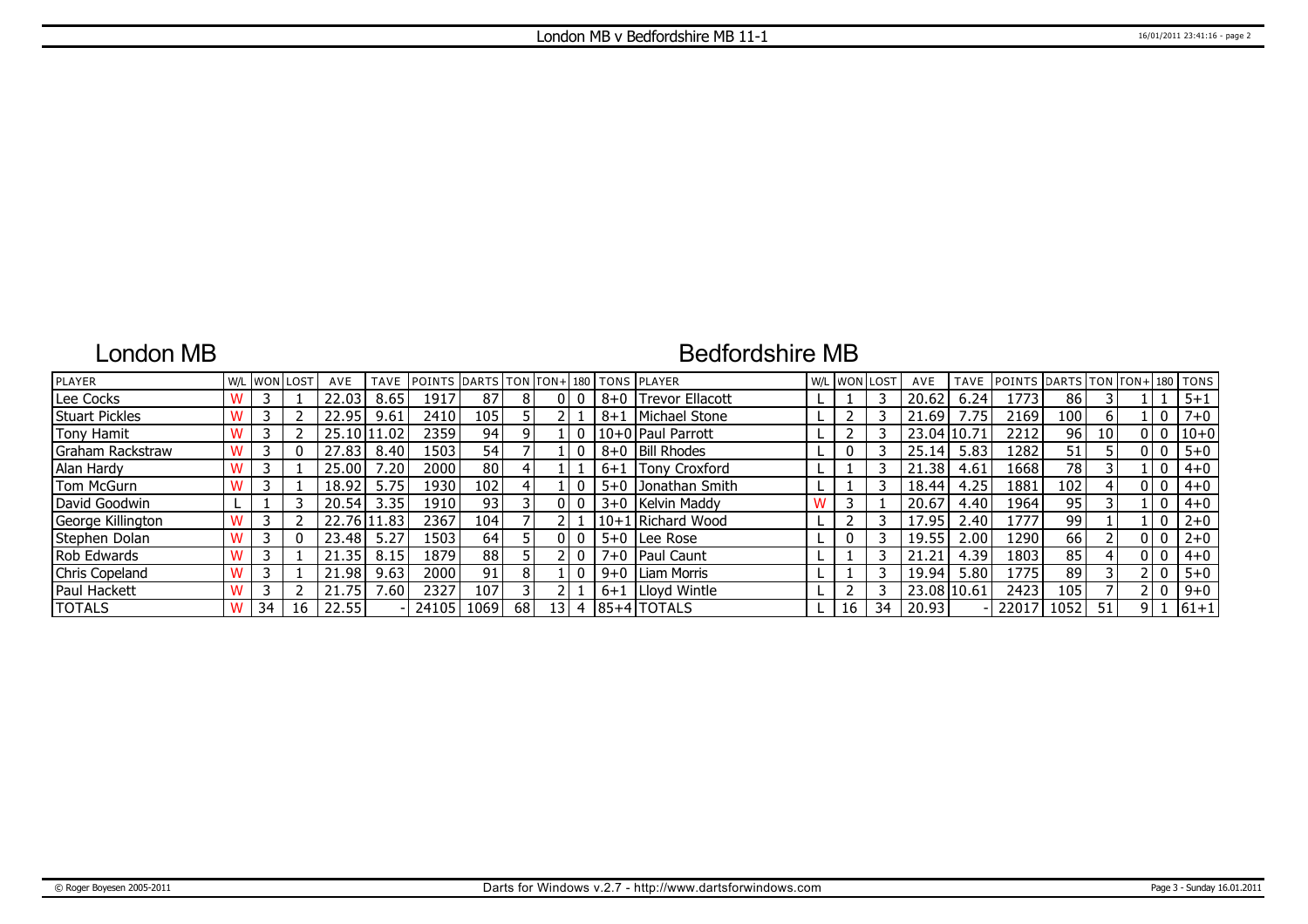# London MB v Bedfordshire MB 11-1

## London MB

## Bedfordshire MB

| PLAYER | W/L | WON | LOST | AVE | TAVE | POINTS | DARTS | TON | TON+ | 180 | TONS | PLAYER | W/L | WON | LOST | AVE | TAVE | POINTS | DARTS | TON | TON+ | 180 | TONS |
|---|---|---|---|---|---|---|---|---|---|---|---|---|---|---|---|---|---|---|---|---|---|---|---|
| Lee Cocks | W | 3 | 1 | 22.03 | 8.65 | 1917 | 87 | 8 | 0 | 0 | 8+0 | Trevor Ellacott | L | 1 | 3 | 20.62 | 6.24 | 1773 | 86 | 3 | 1 | 1 | 5+1 |
| Stuart Pickles | W | 3 | 2 | 22.95 | 9.61 | 2410 | 105 | 5 | 2 | 1 | 8+1 | Michael Stone | L | 2 | 3 | 21.69 | 7.75 | 2169 | 100 | 6 | 1 | 0 | 7+0 |
| Tony Hamit | W | 3 | 2 | 25.10 | 11.02 | 2359 | 94 | 9 | 1 | 0 | 10+0 | Paul Parrott | L | 2 | 3 | 23.04 | 10.71 | 2212 | 96 | 10 | 0 | 0 | 10+0 |
| Graham Rackstraw | W | 3 | 0 | 27.83 | 8.40 | 1503 | 54 | 7 | 1 | 0 | 8+0 | Bill Rhodes | L | 0 | 3 | 25.14 | 5.83 | 1282 | 51 | 5 | 0 | 0 | 5+0 |
| Alan Hardy | W | 3 | 1 | 25.00 | 7.20 | 2000 | 80 | 4 | 1 | 1 | 6+1 | Tony Croxford | L | 1 | 3 | 21.38 | 4.61 | 1668 | 78 | 3 | 1 | 0 | 4+0 |
| Tom McGurn | W | 3 | 1 | 18.92 | 5.75 | 1930 | 102 | 4 | 1 | 0 | 5+0 | Jonathan Smith | L | 1 | 3 | 18.44 | 4.25 | 1881 | 102 | 4 | 0 | 0 | 4+0 |
| David Goodwin | L | 1 | 3 | 20.54 | 3.35 | 1910 | 93 | 3 | 0 | 0 | 3+0 | Kelvin Maddy | W | 3 | 1 | 20.67 | 4.40 | 1964 | 95 | 3 | 1 | 0 | 4+0 |
| George Killington | W | 3 | 2 | 22.76 | 11.83 | 2367 | 104 | 7 | 2 | 1 | 10+1 | Richard Wood | L | 2 | 3 | 17.95 | 2.40 | 1777 | 99 | 1 | 1 | 0 | 2+0 |
| Stephen Dolan | W | 3 | 0 | 23.48 | 5.27 | 1503 | 64 | 5 | 0 | 0 | 5+0 | Lee Rose | L | 0 | 3 | 19.55 | 2.00 | 1290 | 66 | 2 | 0 | 0 | 2+0 |
| Rob Edwards | W | 3 | 1 | 21.35 | 8.15 | 1879 | 88 | 5 | 2 | 0 | 7+0 | Paul Caunt | L | 1 | 3 | 21.21 | 4.39 | 1803 | 85 | 4 | 0 | 0 | 4+0 |
| Chris Copeland | W | 3 | 1 | 21.98 | 9.63 | 2000 | 91 | 8 | 1 | 0 | 9+0 | Liam Morris | L | 1 | 3 | 19.94 | 5.80 | 1775 | 89 | 3 | 2 | 0 | 5+0 |
| Paul Hackett | W | 3 | 2 | 21.75 | 7.60 | 2327 | 107 | 3 | 2 | 1 | 6+1 | Lloyd Wintle | L | 2 | 3 | 23.08 | 10.61 | 2423 | 105 | 7 | 2 | 0 | 9+0 |
| TOTALS | W | 34 | 16 | 22.55 | - | 24105 | 1069 | 68 | 13 | 4 | 85+4 | TOTALS | L | 16 | 34 | 20.93 | - | 22017 | 1052 | 51 | 9 | 1 | 61+1 |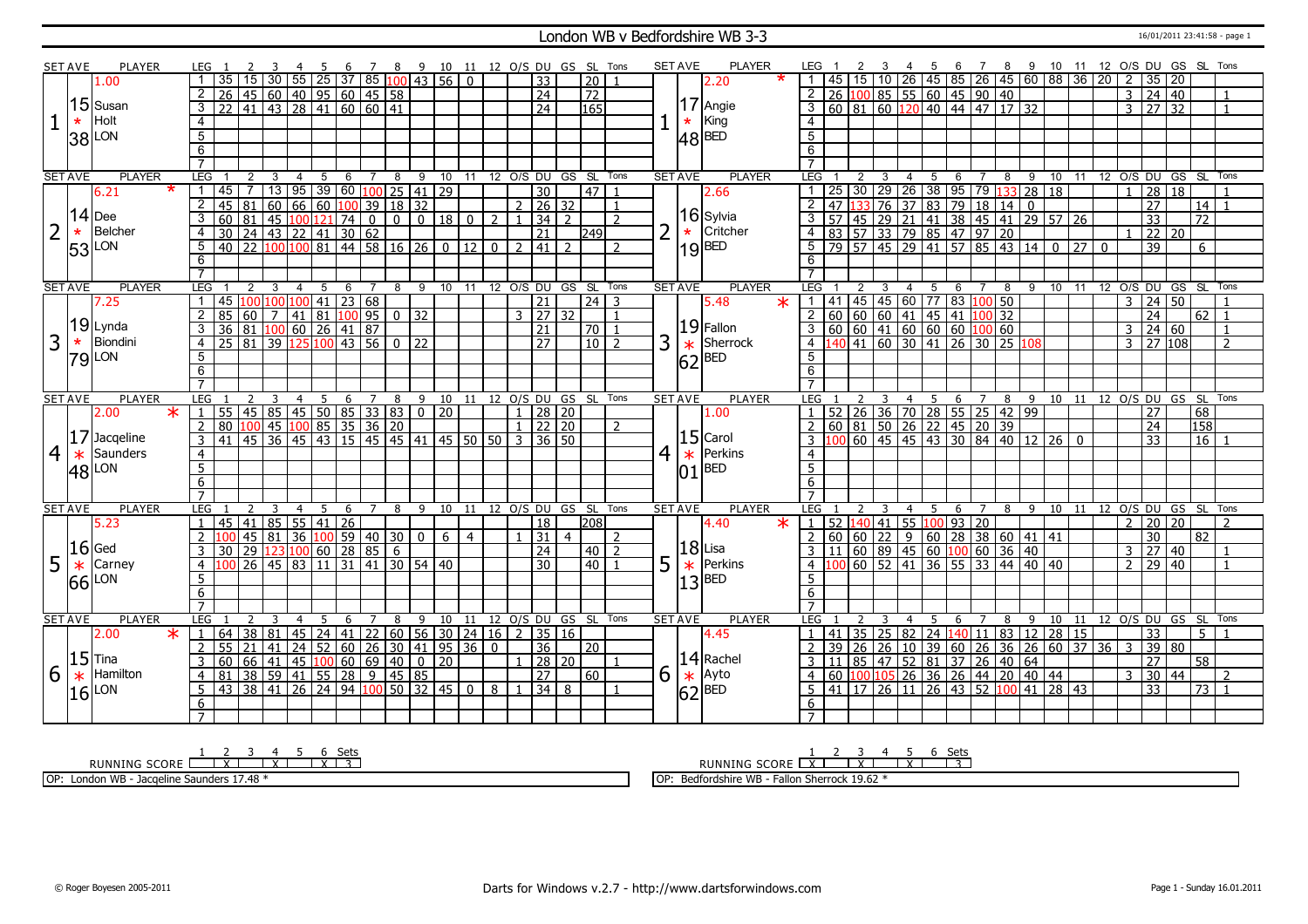# London WB v Bedfordshire WB 3-3

16/01/2011 23:41:58 - page 1

## Set 1

| SET | AVE | PLAYER | LEG | 1 | 2 | 3 | 4 | 5 | 6 | 7 | 8 | 9 | 10 | 11 | 12 | O/S | DU | GS | SL | Tons |
|---|---|---|---|---|---|---|---|---|---|---|---|---|---|---|---|---|---|---|---|---|
| 1 | 15.38 | Susan Holt (LON) | 1 | 35 | 15 | 30 | 55 | 25 | 37 | 85 | 100 | 43 | 56 | 0 | | | 33 | | 20 | 1 |
| | 1.00 | | 2 | 26 | 45 | 60 | 40 | 95 | 60 | 45 | 58 | | | | | | 24 | | 72 | |
| | | | 3 | 22 | 41 | 43 | 28 | 41 | 60 | 60 | 41 | | | | | | 24 | | 165 | |

| SET | AVE | PLAYER | LEG | 1 | 2 | 3 | 4 | 5 | 6 | 7 | 8 | 9 | 10 | 11 | 12 | O/S | DU | GS | SL | Tons |
|---|---|---|---|---|---|---|---|---|---|---|---|---|---|---|---|---|---|---|---|---|
| 1 | 17.48 | Angie King (BED) * | 1 | 45 | 15 | 10 | 26 | 45 | 85 | 26 | 45 | 60 | 88 | 36 | 20 | 2 | 35 | 20 | | |
| | 2.20 | | 2 | 26 | 100 | 85 | 55 | 60 | 45 | 90 | 40 | | | | | 3 | 24 | 40 | | 1 |
| | | | 3 | 60 | 81 | 60 | 120 | 40 | 44 | 47 | 17 | 32 | | | | 3 | 27 | 32 | | 1 |

## Set 2

| SET | AVE | PLAYER | LEG | 1 | 2 | 3 | 4 | 5 | 6 | 7 | 8 | 9 | 10 | 11 | 12 | O/S | DU | GS | SL | Tons |
|---|---|---|---|---|---|---|---|---|---|---|---|---|---|---|---|---|---|---|---|---|
| 2 | 14.53 | Dee Belcher (LON) * | 1 | 45 | 7 | 13 | 95 | 39 | 60 | 100 | 25 | 41 | 29 | | | | 30 | | 47 | 1 |
| | 6.21 | | 2 | 45 | 81 | 60 | 66 | 60 | 100 | 39 | 18 | 32 | | | | 2 | 26 | 32 | | 1 |
| | | | 3 | 60 | 81 | 45 | 100 | 121 | 74 | 0 | 0 | 0 | 18 | 0 | 2 | 1 | 34 | 2 | | 2 |
| | | | 4 | 30 | 24 | 43 | 22 | 41 | 30 | 62 | | | | | | | 21 | | 249 | |
| | | | 5 | 40 | 22 | 100 | 100 | 81 | 44 | 58 | 16 | 26 | 0 | 12 | 0 | 2 | 41 | 2 | | 2 |

| SET | AVE | PLAYER | LEG | 1 | 2 | 3 | 4 | 5 | 6 | 7 | 8 | 9 | 10 | 11 | 12 | O/S | DU | GS | SL | Tons |
|---|---|---|---|---|---|---|---|---|---|---|---|---|---|---|---|---|---|---|---|---|
| 2 | 16.19 | Sylvia Critcher (BED) * | 1 | 25 | 30 | 29 | 26 | 38 | 95 | 79 | 133 | 28 | 18 | | | 1 | 28 | 18 | | 1 |
| | 2.66 | | 2 | 47 | 133 | 76 | 37 | 83 | 79 | 18 | 14 | 0 | | | | | 27 | | 14 | 1 |
| | | | 3 | 57 | 45 | 29 | 21 | 41 | 38 | 45 | 41 | 29 | 57 | 26 | | | 33 | | 72 | |
| | | | 4 | 83 | 57 | 33 | 79 | 85 | 47 | 97 | 20 | | | | | 1 | 22 | 20 | | |
| | | | 5 | 79 | 57 | 45 | 29 | 41 | 57 | 85 | 43 | 14 | 0 | 27 | 0 | | 39 | | 6 | |

## Set 3

| SET | AVE | PLAYER | LEG | 1 | 2 | 3 | 4 | 5 | 6 | 7 | 8 | 9 | 10 | 11 | 12 | O/S | DU | GS | SL | Tons |
|---|---|---|---|---|---|---|---|---|---|---|---|---|---|---|---|---|---|---|---|---|
| 3 | 19.79 | Lynda Biondini (LON) * | 1 | 45 | 100 | 100 | 100 | 41 | 23 | 68 | | | | | | | 21 | | 24 | 3 |
| | 7.25 | | 2 | 85 | 60 | 7 | 41 | 81 | 100 | 95 | 0 | 32 | | | | 3 | 27 | 32 | | 1 |
| | | | 3 | 36 | 81 | 100 | 60 | 26 | 41 | 87 | | | | | | | 21 | | 70 | 1 |
| | | | 4 | 25 | 81 | 39 | 125 | 100 | 43 | 56 | 0 | 22 | | | | | 27 | | 10 | 2 |

| SET | AVE | PLAYER | LEG | 1 | 2 | 3 | 4 | 5 | 6 | 7 | 8 | 9 | 10 | 11 | 12 | O/S | DU | GS | SL | Tons |
|---|---|---|---|---|---|---|---|---|---|---|---|---|---|---|---|---|---|---|---|---|
| 3 | 19.62 | Fallon Sherrock (BED) * | 1 | 41 | 45 | 45 | 60 | 77 | 83 | 100 | 50 | | | | | 3 | 24 | 50 | | 1 |
| | 5.48 | | 2 | 60 | 60 | 60 | 41 | 45 | 41 | 100 | 32 | | | | | | 24 | | 62 | 1 |
| | | | 3 | 60 | 60 | 41 | 60 | 60 | 60 | 100 | 60 | | | | | 3 | 24 | 60 | | 1 |
| | | | 4 | 140 | 41 | 60 | 30 | 41 | 26 | 30 | 25 | 108 | | | | 3 | 27 | 108 | | 2 |

## Set 4

| SET | AVE | PLAYER | LEG | 1 | 2 | 3 | 4 | 5 | 6 | 7 | 8 | 9 | 10 | 11 | 12 | O/S | DU | GS | SL | Tons |
|---|---|---|---|---|---|---|---|---|---|---|---|---|---|---|---|---|---|---|---|---|
| 4 | 17.48 | Jacqeline Saunders (LON) * | 1 | 55 | 45 | 85 | 45 | 50 | 85 | 33 | 83 | 0 | 20 | | | 1 | 28 | 20 | | |
| | 2.00 | | 2 | 80 | 100 | 45 | 100 | 85 | 35 | 36 | 20 | | | | | 1 | 22 | 20 | | 2 |
| | | | 3 | 41 | 45 | 36 | 45 | 43 | 15 | 45 | 45 | 41 | 45 | 50 | 50 | 3 | 36 | 50 | | |

| SET | AVE | PLAYER | LEG | 1 | 2 | 3 | 4 | 5 | 6 | 7 | 8 | 9 | 10 | 11 | 12 | O/S | DU | GS | SL | Tons |
|---|---|---|---|---|---|---|---|---|---|---|---|---|---|---|---|---|---|---|---|---|
| 4 | 15.01 | Carol Perkins (BED) * | 1 | 52 | 26 | 36 | 70 | 28 | 55 | 25 | 42 | 99 | | | | | 27 | | 68 | |
| | 1.00 | | 2 | 60 | 81 | 50 | 26 | 22 | 45 | 20 | 39 | | | | | | 24 | | 158 | |
| | | | 3 | 100 | 60 | 45 | 45 | 43 | 30 | 84 | 40 | 12 | 26 | 0 | | | 33 | | 16 | 1 |

## Set 5

| SET | AVE | PLAYER | LEG | 1 | 2 | 3 | 4 | 5 | 6 | 7 | 8 | 9 | 10 | 11 | 12 | O/S | DU | GS | SL | Tons |
|---|---|---|---|---|---|---|---|---|---|---|---|---|---|---|---|---|---|---|---|---|
| 5 | 16.66 | Ged Carney (LON) * | 1 | 45 | 41 | 85 | 55 | 41 | 26 | | | | | | | | 18 | | 208 | |
| | 5.23 | | 2 | 100 | 45 | 81 | 36 | 100 | 59 | 40 | 30 | 0 | 6 | 4 | | 1 | 31 | 4 | | 2 |
| | | | 3 | 30 | 29 | 123 | 100 | 60 | 28 | 85 | 6 | | | | | | 24 | | 40 | 2 |
| | | | 4 | 100 | 26 | 45 | 83 | 11 | 31 | 41 | 30 | 54 | 40 | | | | 30 | | 40 | 1 |

| SET | AVE | PLAYER | LEG | 1 | 2 | 3 | 4 | 5 | 6 | 7 | 8 | 9 | 10 | 11 | 12 | O/S | DU | GS | SL | Tons |
|---|---|---|---|---|---|---|---|---|---|---|---|---|---|---|---|---|---|---|---|---|
| 5 | 18.13 | Lisa Perkins (BED) * | 1 | 52 | 140 | 41 | 55 | 100 | 93 | 20 | | | | | | 2 | 20 | 20 | | 2 |
| | 4.40 | | 2 | 60 | 60 | 22 | 9 | 60 | 28 | 38 | 60 | 41 | 41 | | | | 30 | | 82 | |
| | | | 3 | 11 | 60 | 89 | 45 | 60 | 100 | 60 | 36 | 40 | | | | 3 | 27 | 40 | | 1 |
| | | | 4 | 100 | 60 | 52 | 41 | 36 | 55 | 33 | 44 | 40 | 40 | | | 2 | 29 | 40 | | 1 |

## Set 6

| SET | AVE | PLAYER | LEG | 1 | 2 | 3 | 4 | 5 | 6 | 7 | 8 | 9 | 10 | 11 | 12 | O/S | DU | GS | SL | Tons |
|---|---|---|---|---|---|---|---|---|---|---|---|---|---|---|---|---|---|---|---|---|
| 6 | 15.16 | Tina Hamilton (LON) * | 1 | 64 | 38 | 81 | 45 | 24 | 41 | 22 | 60 | 56 | 30 | 24 | 16 | 2 | 35 | 16 | | |
| | 2.00 | | 2 | 55 | 21 | 41 | 24 | 52 | 60 | 26 | 30 | 41 | 95 | 36 | 0 | | 36 | | 20 | |
| | | | 3 | 60 | 66 | 41 | 45 | 100 | 60 | 69 | 40 | 0 | 20 | | | 1 | 28 | 20 | | 1 |
| | | | 4 | 81 | 38 | 59 | 41 | 55 | 28 | 9 | 45 | 85 | | | | | 27 | | 60 | |
| | | | 5 | 43 | 38 | 41 | 26 | 24 | 94 | 100 | 50 | 32 | 45 | 0 | 8 | 1 | 34 | 8 | | 1 |

| SET | AVE | PLAYER | LEG | 1 | 2 | 3 | 4 | 5 | 6 | 7 | 8 | 9 | 10 | 11 | 12 | O/S | DU | GS | SL | Tons |
|---|---|---|---|---|---|---|---|---|---|---|---|---|---|---|---|---|---|---|---|---|
| 6 | 14.62 | Rachel Ayto (BED) * | 1 | 41 | 35 | 25 | 82 | 24 | 140 | 11 | 83 | 12 | 28 | 15 | | | 33 | | 5 | 1 |
| | 4.45 | | 2 | 39 | 26 | 26 | 10 | 39 | 60 | 26 | 36 | 26 | 60 | 37 | 36 | 3 | 39 | 80 | | |
| | | | 3 | 11 | 85 | 47 | 52 | 81 | 37 | 26 | 40 | 64 | | | | | 27 | | 58 | |
| | | | 4 | 60 | 100 | 105 | 26 | 36 | 26 | 44 | 20 | 40 | 44 | | | 3 | 30 | 44 | | 2 |
| | | | 5 | 41 | 17 | 26 | 11 | 26 | 43 | 52 | 100 | 41 | 28 | 43 | | | 33 | | 73 | 1 |

| RUNNING SCORE | 1 | 2 | 3 | 4 | 5 | 6 | Sets |
|---|---|---|---|---|---|---|---|
| London WB | | X | | X | | X | 3 |
| Bedfordshire WB | X | | X | | X | | 3 |

OP: London WB - Jacqeline Saunders 17.48 *

OP: Bedfordshire WB - Fallon Sherrock 19.62 *

© Roger Boyesen 2005-2011 — Darts for Windows v.2.7 - http://www.dartsforwindows.com — Page 1 - Sunday 16.01.2011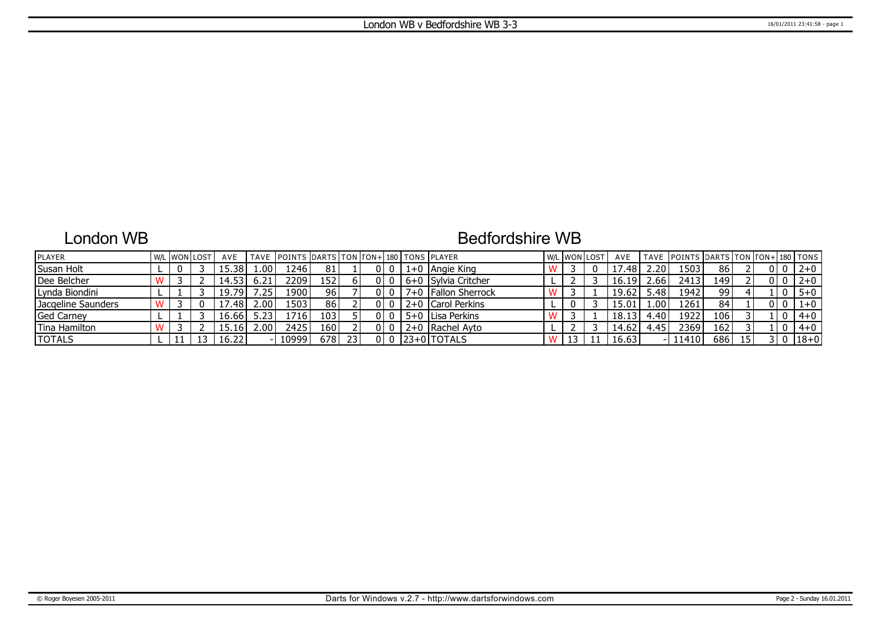# London WB v Bedfordshire WB 3-3

## London WB

## Bedfordshire WB

| PLAYER | W/L | WON | LOST | AVE | TAVE | POINTS | DARTS | TON | TON+ | 180 | TONS | PLAYER | W/L | WON | LOST | AVE | TAVE | POINTS | DARTS | TON | TON+ | 180 | TONS |
|---|---|---|---|---|---|---|---|---|---|---|---|---|---|---|---|---|---|---|---|---|---|---|---|
| Susan Holt | L | 0 | 3 | 15.38 | 1.00 | 1246 | 81 | 1 | 0 | 0 | 1+0 | Angie King | W | 3 | 0 | 17.48 | 2.20 | 1503 | 86 | 2 | 0 | 0 | 2+0 |
| Dee Belcher | W | 3 | 2 | 14.53 | 6.21 | 2209 | 152 | 6 | 0 | 0 | 6+0 | Sylvia Critcher | L | 2 | 3 | 16.19 | 2.66 | 2413 | 149 | 2 | 0 | 0 | 2+0 |
| Lynda Biondini | L | 1 | 3 | 19.79 | 7.25 | 1900 | 96 | 7 | 0 | 0 | 7+0 | Fallon Sherrock | W | 3 | 1 | 19.62 | 5.48 | 1942 | 99 | 4 | 1 | 0 | 5+0 |
| Jacqeline Saunders | W | 3 | 0 | 17.48 | 2.00 | 1503 | 86 | 2 | 0 | 0 | 2+0 | Carol Perkins | L | 0 | 3 | 15.01 | 1.00 | 1261 | 84 | 1 | 0 | 0 | 1+0 |
| Ged Carney | L | 1 | 3 | 16.66 | 5.23 | 1716 | 103 | 5 | 0 | 0 | 5+0 | Lisa Perkins | W | 3 | 1 | 18.13 | 4.40 | 1922 | 106 | 3 | 1 | 0 | 4+0 |
| Tina Hamilton | W | 3 | 2 | 15.16 | 2.00 | 2425 | 160 | 2 | 0 | 0 | 2+0 | Rachel Ayto | L | 2 | 3 | 14.62 | 4.45 | 2369 | 162 | 3 | 1 | 0 | 4+0 |
| TOTALS | L | 11 | 13 | 16.22 | - | 10999 | 678 | 23 | 0 | 0 | 23+0 | TOTALS | W | 13 | 11 | 16.63 | - | 11410 | 686 | 15 | 3 | 0 | 18+0 |